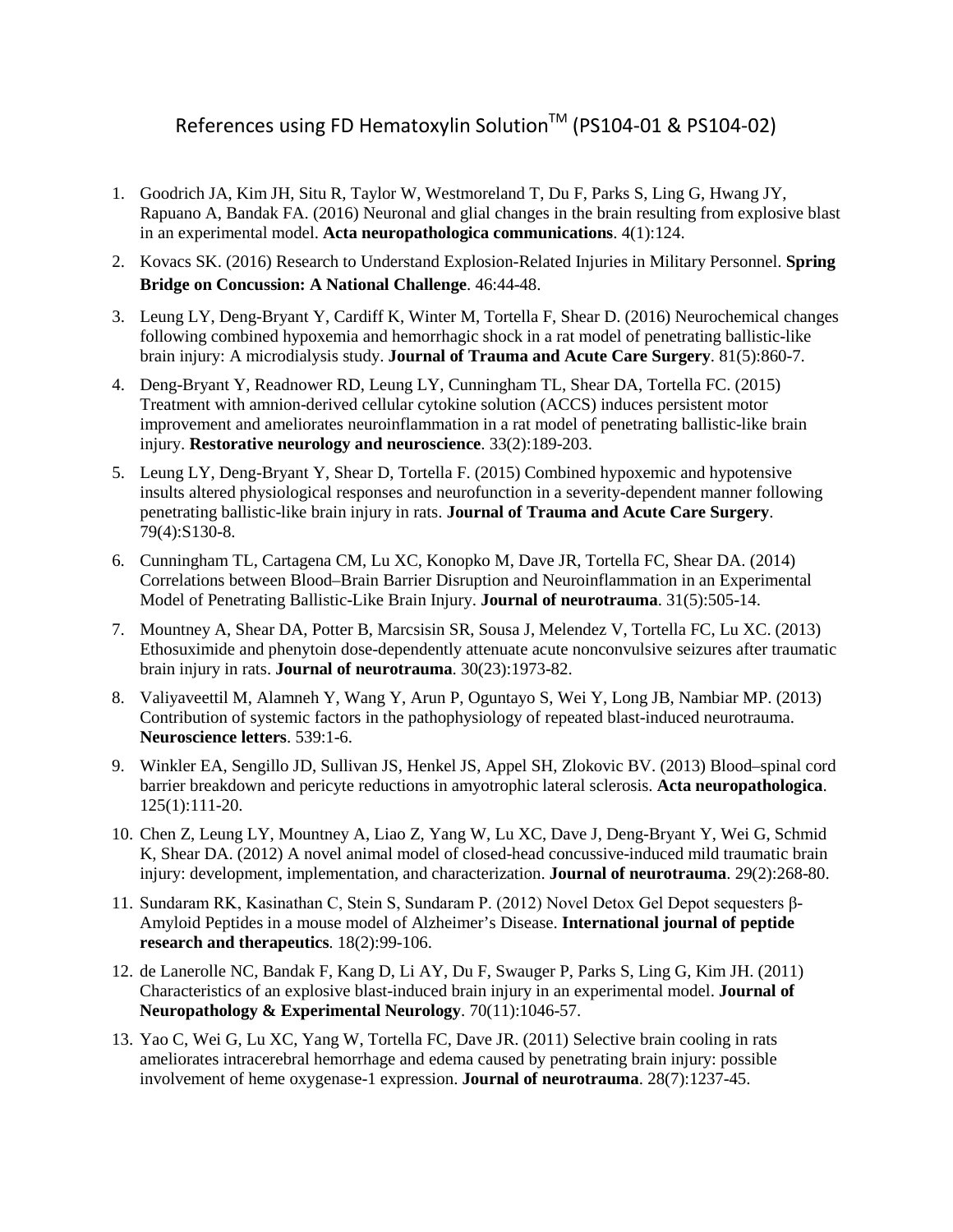# References using FD Hematoxylin Solution™ (PS104-01 & PS104-02)

1. Goodrich JA, Kim JH, Situ R, Taylor W, Westmoreland T, Du F, Parks S, Ling G, Hwang JY, Rapuano A, Bandak FA. (2016) Neuronal and glial changes in the brain resulting from explosive blast in an experimental model. **Acta neuropathologica communications**. 4(1):124.
2. Kovacs SK. (2016) Research to Understand Explosion-Related Injuries in Military Personnel. **Spring Bridge on Concussion: A National Challenge**. 46:44-48.
3. Leung LY, Deng-Bryant Y, Cardiff K, Winter M, Tortella F, Shear D. (2016) Neurochemical changes following combined hypoxemia and hemorrhagic shock in a rat model of penetrating ballistic-like brain injury: A microdialysis study. **Journal of Trauma and Acute Care Surgery**. 81(5):860-7.
4. Deng-Bryant Y, Readnower RD, Leung LY, Cunningham TL, Shear DA, Tortella FC. (2015) Treatment with amnion-derived cellular cytokine solution (ACCS) induces persistent motor improvement and ameliorates neuroinflammation in a rat model of penetrating ballistic-like brain injury. **Restorative neurology and neuroscience**. 33(2):189-203.
5. Leung LY, Deng-Bryant Y, Shear D, Tortella F. (2015) Combined hypoxemic and hypotensive insults altered physiological responses and neurofunction in a severity-dependent manner following penetrating ballistic-like brain injury in rats. **Journal of Trauma and Acute Care Surgery**. 79(4):S130-8.
6. Cunningham TL, Cartagena CM, Lu XC, Konopko M, Dave JR, Tortella FC, Shear DA. (2014) Correlations between Blood–Brain Barrier Disruption and Neuroinflammation in an Experimental Model of Penetrating Ballistic-Like Brain Injury. **Journal of neurotrauma**. 31(5):505-14.
7. Mountney A, Shear DA, Potter B, Marcsisin SR, Sousa J, Melendez V, Tortella FC, Lu XC. (2013) Ethosuximide and phenytoin dose-dependently attenuate acute nonconvulsive seizures after traumatic brain injury in rats. **Journal of neurotrauma**. 30(23):1973-82.
8. Valiyaveettil M, Alamneh Y, Wang Y, Arun P, Oguntayo S, Wei Y, Long JB, Nambiar MP. (2013) Contribution of systemic factors in the pathophysiology of repeated blast-induced neurotrauma. **Neuroscience letters**. 539:1-6.
9. Winkler EA, Sengillo JD, Sullivan JS, Henkel JS, Appel SH, Zlokovic BV. (2013) Blood–spinal cord barrier breakdown and pericyte reductions in amyotrophic lateral sclerosis. **Acta neuropathologica**. 125(1):111-20.
10. Chen Z, Leung LY, Mountney A, Liao Z, Yang W, Lu XC, Dave J, Deng-Bryant Y, Wei G, Schmid K, Shear DA. (2012) A novel animal model of closed-head concussive-induced mild traumatic brain injury: development, implementation, and characterization. **Journal of neurotrauma**. 29(2):268-80.
11. Sundaram RK, Kasinathan C, Stein S, Sundaram P. (2012) Novel Detox Gel Depot sequesters β-Amyloid Peptides in a mouse model of Alzheimer's Disease. **International journal of peptide research and therapeutics**. 18(2):99-106.
12. de Lanerolle NC, Bandak F, Kang D, Li AY, Du F, Swauger P, Parks S, Ling G, Kim JH. (2011) Characteristics of an explosive blast-induced brain injury in an experimental model. **Journal of Neuropathology & Experimental Neurology**. 70(11):1046-57.
13. Yao C, Wei G, Lu XC, Yang W, Tortella FC, Dave JR. (2011) Selective brain cooling in rats ameliorates intracerebral hemorrhage and edema caused by penetrating brain injury: possible involvement of heme oxygenase-1 expression. **Journal of neurotrauma**. 28(7):1237-45.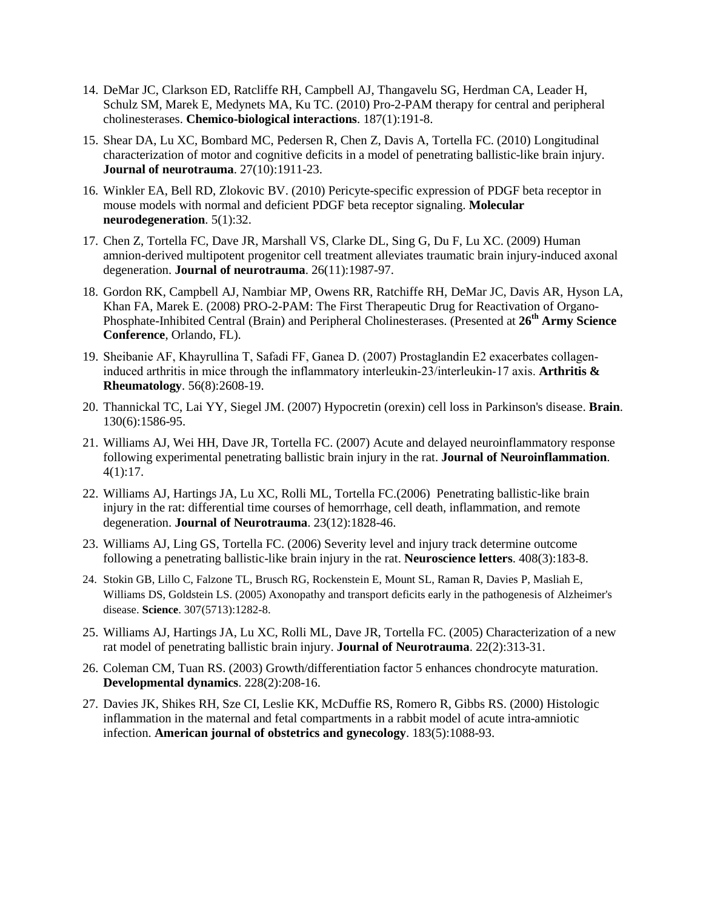14. DeMar JC, Clarkson ED, Ratcliffe RH, Campbell AJ, Thangavelu SG, Herdman CA, Leader H, Schulz SM, Marek E, Medynets MA, Ku TC. (2010) Pro-2-PAM therapy for central and peripheral cholinesterases. **Chemico-biological interactions**. 187(1):191-8.
15. Shear DA, Lu XC, Bombard MC, Pedersen R, Chen Z, Davis A, Tortella FC. (2010) Longitudinal characterization of motor and cognitive deficits in a model of penetrating ballistic-like brain injury. **Journal of neurotrauma**. 27(10):1911-23.
16. Winkler EA, Bell RD, Zlokovic BV. (2010) Pericyte-specific expression of PDGF beta receptor in mouse models with normal and deficient PDGF beta receptor signaling. **Molecular neurodegeneration**. 5(1):32.
17. Chen Z, Tortella FC, Dave JR, Marshall VS, Clarke DL, Sing G, Du F, Lu XC. (2009) Human amnion-derived multipotent progenitor cell treatment alleviates traumatic brain injury-induced axonal degeneration. **Journal of neurotrauma**. 26(11):1987-97.
18. Gordon RK, Campbell AJ, Nambiar MP, Owens RR, Ratchiffe RH, DeMar JC, Davis AR, Hyson LA, Khan FA, Marek E. (2008) PRO-2-PAM: The First Therapeutic Drug for Reactivation of Organo-Phosphate-Inhibited Central (Brain) and Peripheral Cholinesterases. (Presented at **26th Army Science Conference**, Orlando, FL).
19. Sheibanie AF, Khayrullina T, Safadi FF, Ganea D. (2007) Prostaglandin E2 exacerbates collagen-induced arthritis in mice through the inflammatory interleukin-23/interleukin-17 axis. **Arthritis & Rheumatology**. 56(8):2608-19.
20. Thannickal TC, Lai YY, Siegel JM. (2007) Hypocretin (orexin) cell loss in Parkinson's disease. **Brain**. 130(6):1586-95.
21. Williams AJ, Wei HH, Dave JR, Tortella FC. (2007) Acute and delayed neuroinflammatory response following experimental penetrating ballistic brain injury in the rat. **Journal of Neuroinflammation**. 4(1):17.
22. Williams AJ, Hartings JA, Lu XC, Rolli ML, Tortella FC.(2006) Penetrating ballistic-like brain injury in the rat: differential time courses of hemorrhage, cell death, inflammation, and remote degeneration. **Journal of Neurotrauma**. 23(12):1828-46.
23. Williams AJ, Ling GS, Tortella FC. (2006) Severity level and injury track determine outcome following a penetrating ballistic-like brain injury in the rat. **Neuroscience letters**. 408(3):183-8.
24. Stokin GB, Lillo C, Falzone TL, Brusch RG, Rockenstein E, Mount SL, Raman R, Davies P, Masliah E, Williams DS, Goldstein LS. (2005) Axonopathy and transport deficits early in the pathogenesis of Alzheimer's disease. **Science**. 307(5713):1282-8.
25. Williams AJ, Hartings JA, Lu XC, Rolli ML, Dave JR, Tortella FC. (2005) Characterization of a new rat model of penetrating ballistic brain injury. **Journal of Neurotrauma**. 22(2):313-31.
26. Coleman CM, Tuan RS. (2003) Growth/differentiation factor 5 enhances chondrocyte maturation. **Developmental dynamics**. 228(2):208-16.
27. Davies JK, Shikes RH, Sze CI, Leslie KK, McDuffie RS, Romero R, Gibbs RS. (2000) Histologic inflammation in the maternal and fetal compartments in a rabbit model of acute intra-amniotic infection. **American journal of obstetrics and gynecology**. 183(5):1088-93.